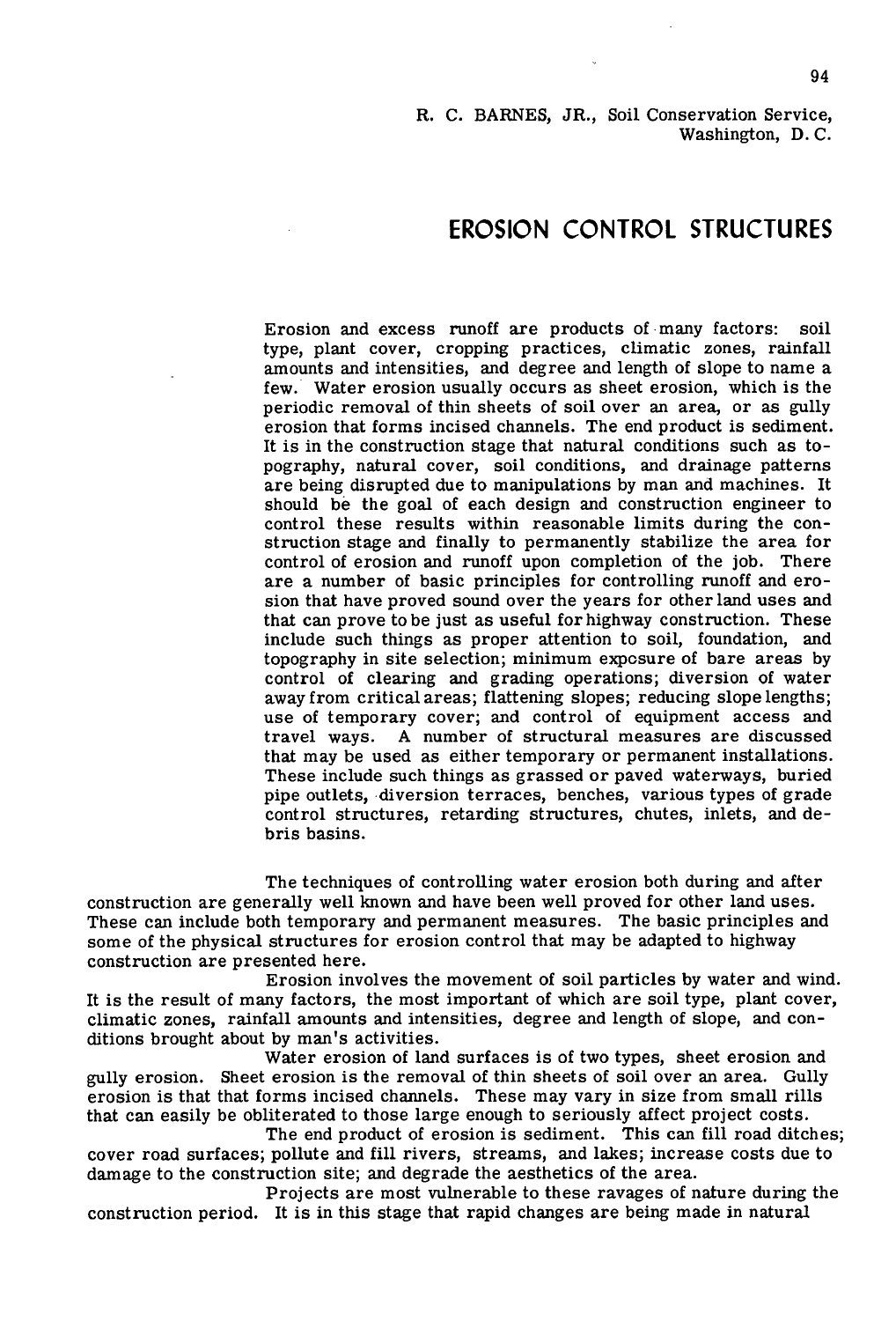R. C. BARNES, JR., Soil Conservation Service, Washington, D. C.

# EROSION CONTROL STRUCTURES

Erosion and excess runoff are products of many factors: soil type, plant cover, cropping practices, climatic zones, rainfall amounts and intensities, and degree and length of slope to name a few. Water erosion usually occurs as sheet erosion, which is the periodic removal of thin sheets of soil over an area, or as gully erosion that forms incised channels. The end product is sediment. It is in the construction stage that natural conditions such as topography, natural cover, soil conditions, and drainage patterns are being disrupted due to manipulations by man and machines. It should be the goal of each design and construction engineer to control these results within reasonable limits during the construction stage and finally to permanently stabilize the area for control of erosion and runoff upon completion of the job. There are a number of basic principles for controlling runoff and erosion that have proved sound over the years for other land uses and that can prove to be just as useful for highway construction. These include such things as proper attention to soil, foundation, and topography in site selection; minimum exposure of bare areas by control of clearing and grading operations; diversion of water away from critical areas; flattening slopes; reducing slope lengths; use of temporary cover; and control of equipment access and travel ways. A number of structural measures are discussed that may be used as either temporary or permanent installations. These include such things as grassed or paved waterways, buried pipe outlets, diversion terraces, benches, various types of grade control structures, retarding structures, chutes, inlets, and debris basins.

The techniques of controlling water erosion both during and after construction are generally well known and have been well proved for other land uses. These can include both temporary and permanent measures. The basic principles and some of the physical structures for erosion control that may be adapted to highway construction are presented here.

Erosion involves the movement of soil particles by water and wind. It is the result of many factors, the most important of which are soil type, plant cover, climatic zones, rainfall amounts and intensities, degree and length of slope, and conditions brought about by man's activities.

Water erosion of land surfaces is of two types, sheet erosion and gully erosion. Sheet erosion is the removal of thin sheets of soil over an area. Gully erosion is that that forms incised channels. These may vary in size from small rills that can easily be obliterated to those large enough to seriously affect project costs.

The end product of erosion is sediment. This can fill road ditches; cover road surfaces; pollute and fill rivers, streams, and lakes; increase costs due to damage to the construction site; and degrade the aesthetics of the area.

Projects are most vulnerable to these ravages of nature during the construction period. It is in this stage that rapid changes are being made in natural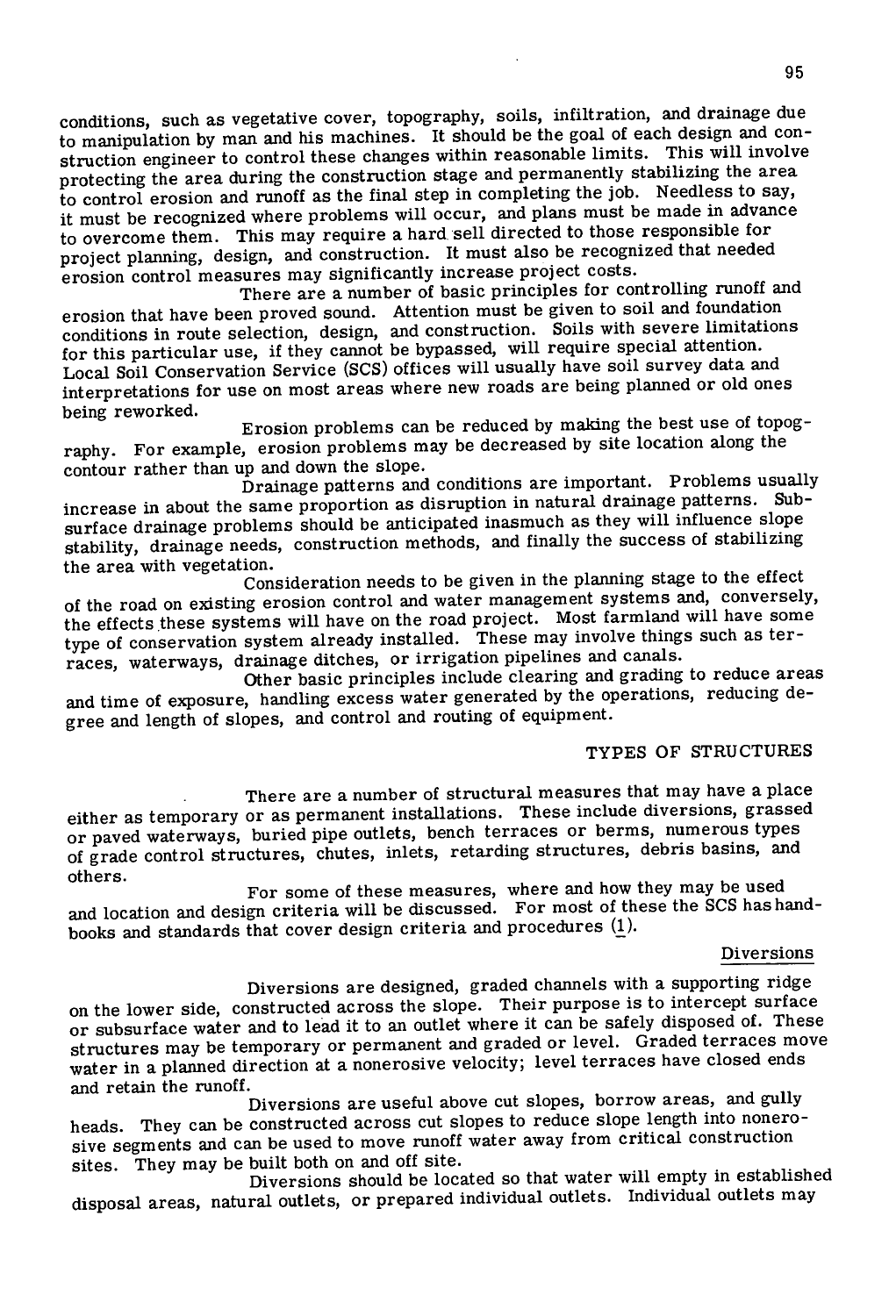conditions, such as vegetative cover, topography, soils, infiltration, and drainage due to manipulation by man and his machines. It should be the goal of each design and construction engineer to control these changes within reasonable limits. This will involve protecting the area during the construction stage and permanently stabilizing the area to control erosion and runoff as the final step in completing the job. Needless to say, it must be recognized where problems will occur, and plans must be made in advance to overcome them. This may require a hard sell directed to those responsible for project planning, design, and construction. It must also be recognized that needed erosion control measures may significantly increase project costs.

There are a number of basic principles for controlling runoff and erosion that have been proved sound. Attention must be given to soil and foundation conditions in route selection, design, and construction. Soils with severe limitations for this particular use, if they cannot be bypassed, will require special attention. Local Soil Conservation Service (SCS) offices will usually have soil survey data and interpretations for use on most areas where new roads are being planned or old ones being reworked.

Erosion problems can be reduced by making the best use of topography. For example, erosion problems may be decreased by site location along the contour rather than up and down the slope.

Drainage patterns and conditions are important. Problems usually increase in about the same proportion as disruption in natural drainage patterns. Subsurface drainage problems should be anticipated inasmuch as they will influence slope stability, drainage needs, construction methods, and finally the success of stabilizing the area with vegetation.

Consideration needs to be given in the planning stage to the effect of the road on existing erosion control and water management systems and, conversely, the effects these systems will have on the road project. Most farmland will have some type of conservation system already installed. These may involve things such as terraces, waterways, drainage ditches, or irrigation pipelines and canals.

Other basic principles include clearing and grading to reduce areas and time of exposure, handling excess water generated by the operations, reducing degree and length of slopes, and control and routing of equipment.

## TYPES OF STRUCTURES

There are a number of structural measures that may have a place either as temporary or as permanent installations. These include diversions, grassed or paved waterways, buried pipe outlets, bench terraces or berms, numerous types of grade control structures, chutes, inlets, retarding structures, debris basins, and others.

For some of these measures, where and how they may be used and location and design criteria will be discussed. For most of these the SCS has handbooks and standards that cover design criteria and procedures (1).

### Diversions

Diversions are designed, graded channels with a supporting ridge on the lower side, constructed across the slope. Their purpose is to intercept surface or subsurface water and to lead it to an outlet where it can be safely disposed of. These structures may be temporary or permanent and graded or level. Graded terraces move water in a planned direction at a nonerosive velocity; level terraces have closed ends and retain the runoff.

Diversions are useful above cut slopes, borrow areas, and gully heads. They can be constructed across cut slopes to reduce slope length into nonerosive segments and can be used to move runoff water away from critical construction sites. They may be built both on and off site.

Diversions should be located so that water will empty in established disposal areas, natural outlets, or prepared individual outlets. Individual outlets may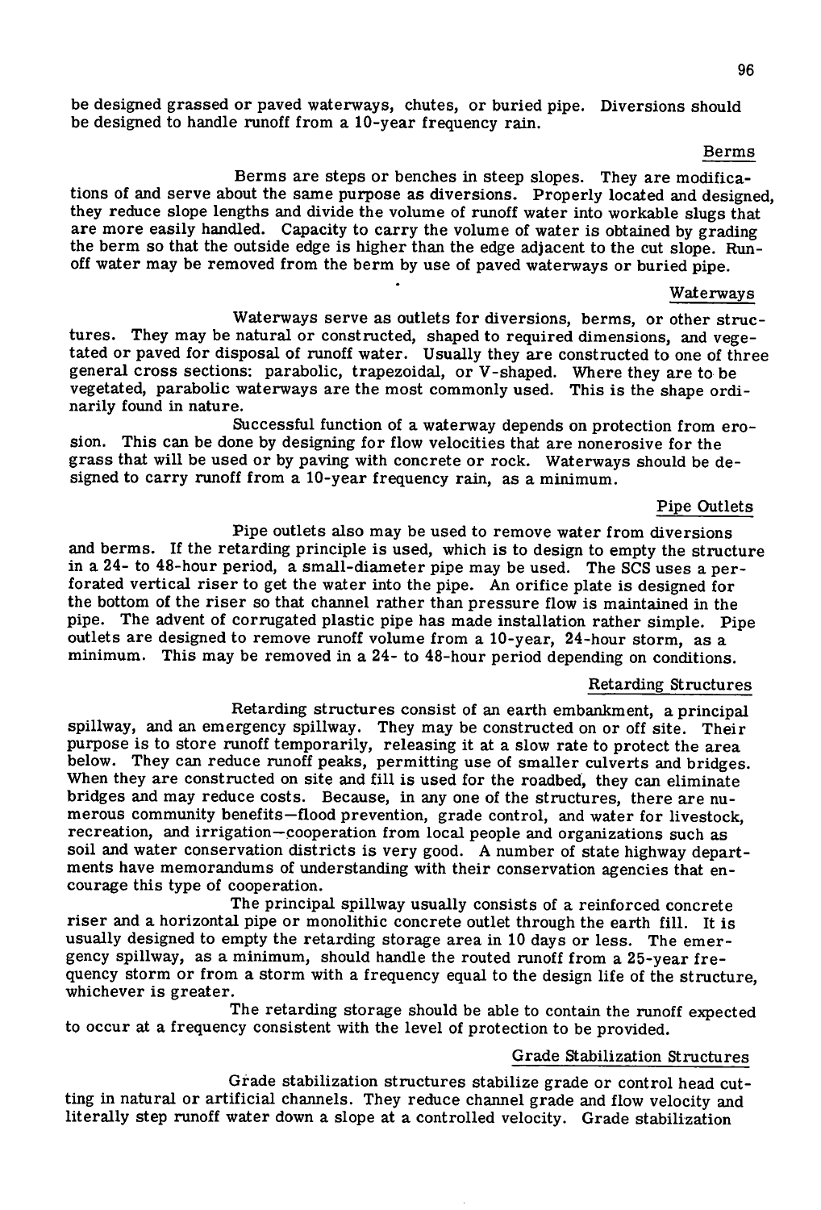be designed grassed or paved waterways, chutes, or buried pipe. Diversions should be designed to handle runoff from a 10-year frequency rain.

### Berms

Berms are steps or benches in steep slopes. They are modifications of and serve about the same purpose as diversions. Properly located and designed, they reduce slope lengths and divide the volume of runoff water into workable slugs that are more easily handled. Capacity to carry the volume of water is obtained by grading the berm so that the outside edge is higher than the edge adjacent to the cut slope. Runoff water may be removed from the berm by use of paved waterways or buried pipe.

### Waterways

Waterways serve as outlets for diversions, berms, or other structures. They may be natural or constructed, shaped to required dimensions, and vegetated or paved for disposal of runoff water. Usually they are constructed to one of three general cross sections: parabolic, trapezoidal, or V-shaped. Where they are to be vegetated, parabolic waterways are the most commonly used. This is the shape ordinarily found in nature.

Successful function of a waterway depends on protection from erosion. This can be done by designing for flow velocities that are nonerosive for the grass that will be used or by paving with concrete or rock. Waterways should be designed to carry runoff from a 10-year frequency rain, as a minimum.

### Pipe Outlets

Pipe outlets also may be used to remove water from diversions and berms. If the retarding principle is used, which is to design to empty the structure in a 24- to 48-hour period, a small-diameter pipe may be used. The SCS uses a perforated vertical riser to get the water into the pipe. An orifice plate is designed for the bottom of the riser so that channel rather than pressure flow is maintained in the pipe. The advent of corrugated plastic pipe has made installation rather simple. Pipe outlets are designed to remove runoff volume from a 10-year, 24-hour storm, as a minimum. This may be removed in a 24- to 48-hour period depending on conditions.

### Retarding Structures

Retarding structures consist of an earth embankment, a principal spillway, and an emergency spillway. They may be constructed on or off site. Their purpose is to store runoff temporarily, releasing it at a slow rate to protect the area below. They can reduce runoff peaks, permitting use of smaller culverts and bridges. When they are constructed on site and fill is used for the roadbed, they can eliminate bridges and may reduce costs. Because, in any one of the structures, there are numerous community benefits—flood prevention, grade control, and water for livestock, recreation, and irrigation—cooperation from local people and organizations such as soil and water conservation districts is very good. A number of state highway departments have memorandums of understanding with their conservation agencies that encourage this type of cooperation.

The principal spillway usually consists of a reinforced concrete riser and a horizontal pipe or monolithic concrete outlet through the earth fill. It is usually designed to empty the retarding storage area in 10 days or less. The emergency spillway, as a minimum, should handle the routed runoff from a 25-year frequency storm or from a storm with a frequency equal to the design life of the structure, whichever is greater.

The retarding storage should be able to contain the runoff expected to occur at a frequency consistent with the level of protection to be provided.

### Grade Stabilization Structures

Grade stabilization structures stabilize grade or control head cutting in natural or artificial channels. They reduce channel grade and flow velocity and literally step runoff water down a slope at a controlled velocity. Grade stabilization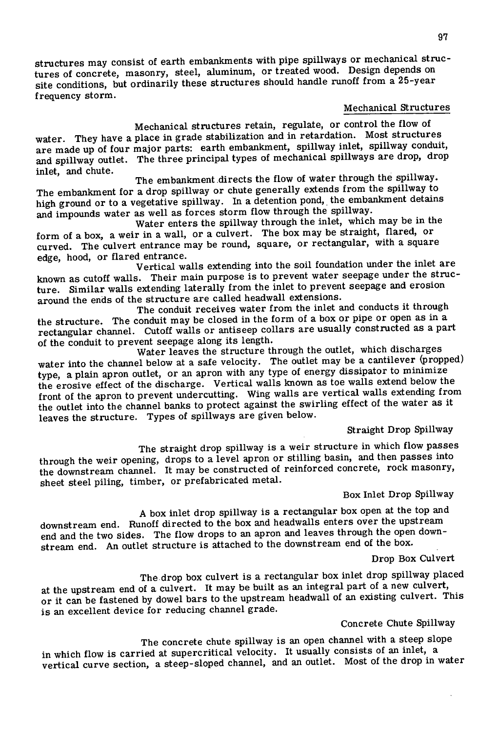structures may consist of earth embankments with pipe spillways or mechanical structures of concrete, masonry, steel, aluminum, or treated wood. Design depends on site conditions, but ordinarily these structures should handle runoff from a 25-year frequency storm.

## Mechanical Structures

Mechanical structures retain, regulate, or control the flow of water. They have a place in grade stabilization and in retardation. Most structures are made up of four major parts: earth embankment, spillway inlet, spillway conduit, and spillway outlet. The three principal types of mechanical spillways are drop, drop inlet, and chute.

The embankment directs the flow of water through the spillway. The embankment for a drop spillway or chute generally extends from the spillway to high ground or to a vegetative spillway. In a detention pond, the embankment detains and impounds water as well as forces storm flow through the spillway.

Water enters the spillway through the inlet, which may be in the form of a box, a weir in a wall, or a culvert. The box may be straight, flared, or curved. The culvert entrance may be round, square, or rectangular, with a square edge, hood, or flared entrance.

Vertical walls extending into the soil foundation under the inlet are known as cutoff walls. Their main purpose is to prevent water seepage under the structure. Similar walls extending laterally from the inlet to prevent seepage and erosion around the ends of the structure are called headwall extensions.

The conduit receives water from the inlet and conducts it through the structure. The conduit may be closed in the form of a box or pipe or open as in a rectangular channel. Cutoff walls or antiseep collars are usually constructed as a part of the conduit to prevent seepage along its length.

Water leaves the structure through the outlet, which discharges water into the channel below at a safe velocity. The outlet may be a cantilever (propped) type, a plain apron outlet, or an apron with any type of energy dissipator to minimize the erosive effect of the discharge. Vertical walls known as toe walls extend below the front of the apron to prevent undercutting. Wing walls are vertical walls extending from the outlet into the channel banks to protect against the swirling effect of the water as it leaves the structure. Types of spillways are given below.

### Straight Drop Spillway

The straight drop spillway is a weir structure in which flow passes through the weir opening, drops to a level apron or stilling basin, and then passes into the downstream channel. It may be constructed of reinforced concrete, rock masonry, sheet steel piling, timber, or prefabricated metal.

### Box Inlet Drop Spillway

A box inlet drop spillway is a rectangular box open at the top and downstream end. Runoff directed to the box and headwalls enters over the upstream end and the two sides. The flow drops to an apron and leaves through the open downstream end. An outlet structure is attached to the downstream end of the box.

### Drop Box Culvert

The drop box culvert is a rectangular box inlet drop spillway placed at the upstream end of a culvert. It may be built as an integral part of a new culvert, or it can be fastened by dowel bars to the upstream headwall of an existing culvert. This is an excellent device for reducing channel grade.

### Concrete Chute Spillway

The concrete chute spillway is an open channel with a steep slope in which flow is carried at supercritical velocity. It usually consists of an inlet, a vertical curve section, a steep-sloped channel, and an outlet. Most of the drop in water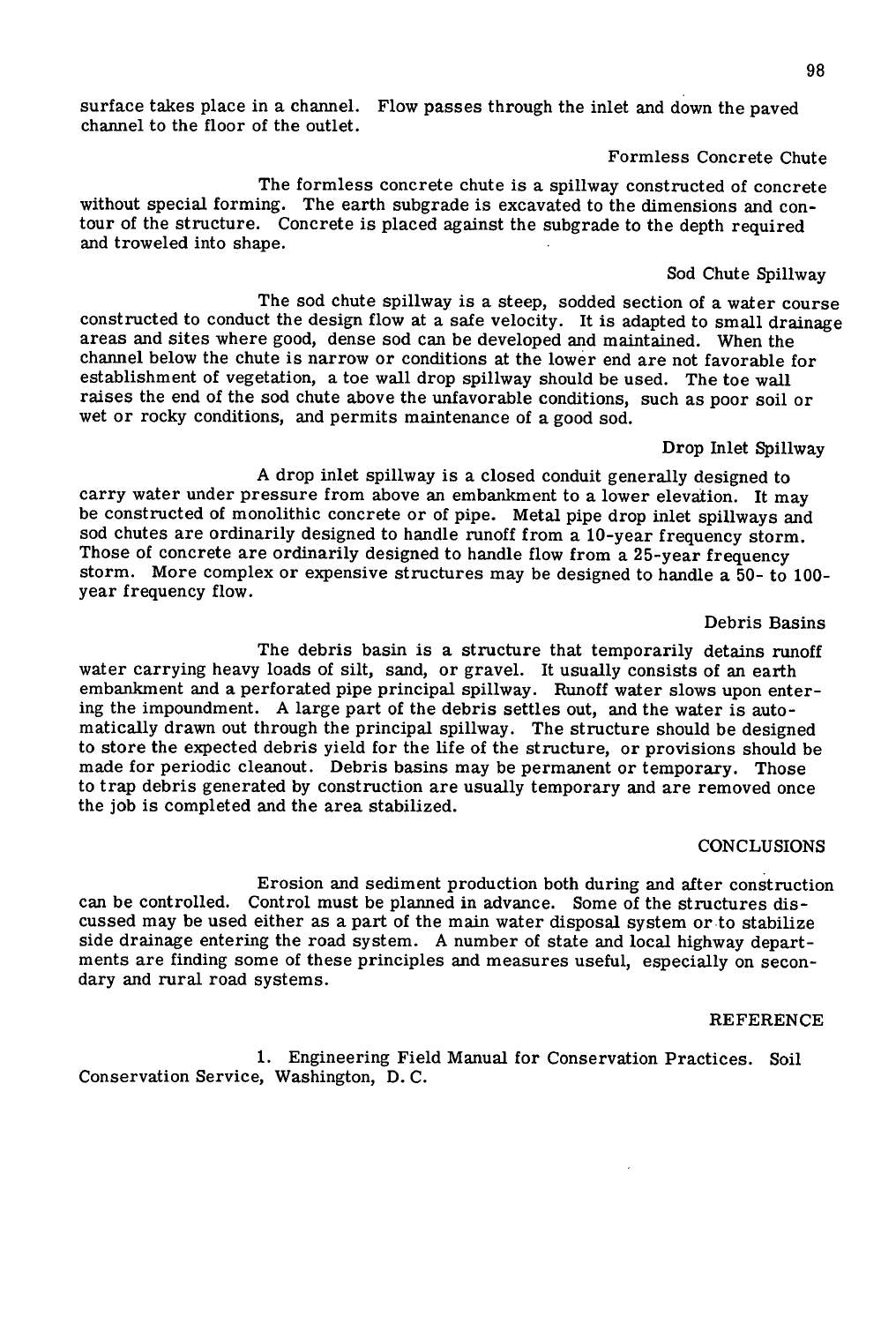surface takes place in a channel. Flow passes through the inlet and down the paved channel to the floor of the outlet.

### Formless Concrete Chute

The formless concrete chute is a spillway constructed of concrete without special forming. The earth subgrade is excavated to the dimensions and contour of the structure. Concrete is placed against the subgrade to the depth required and troweled into shape.

### Sod Chute Spillway

The sod chute spillway is a steep, sodded section of a water course constructed to conduct the design flow at a safe velocity. It is adapted to small drainage areas and sites where good, dense sod can be developed and maintained. When the channel below the chute is narrow or conditions at the lower end are not favorable for establishment of vegetation, a toe wall drop spillway should be used. The toe wall raises the end of the sod chute above the unfavorable conditions, such as poor soil or wet or rocky conditions, and permits maintenance of a good sod.

### Drop Inlet Spillway

A drop inlet spillway is a closed conduit generally designed to carry water under pressure from above an embankment to a lower elevation. It may be constructed of monolithic concrete or of pipe. Metal pipe drop inlet spillways and sod chutes are ordinarily designed to handle runoff from a 10-year frequency storm. Those of concrete are ordinarily designed to handle flow from a 25-year frequency storm. More complex or expensive structures may be designed to handle a 50- to 100-year frequency flow.

### Debris Basins

The debris basin is a structure that temporarily detains runoff water carrying heavy loads of silt, sand, or gravel. It usually consists of an earth embankment and a perforated pipe principal spillway. Runoff water slows upon entering the impoundment. A large part of the debris settles out, and the water is automatically drawn out through the principal spillway. The structure should be designed to store the expected debris yield for the life of the structure, or provisions should be made for periodic cleanout. Debris basins may be permanent or temporary. Those to trap debris generated by construction are usually temporary and are removed once the job is completed and the area stabilized.

## CONCLUSIONS

Erosion and sediment production both during and after construction can be controlled. Control must be planned in advance. Some of the structures discussed may be used either as a part of the main water disposal system or to stabilize side drainage entering the road system. A number of state and local highway departments are finding some of these principles and measures useful, especially on secondary and rural road systems.

## REFERENCE

1. Engineering Field Manual for Conservation Practices. Soil Conservation Service, Washington, D. C.